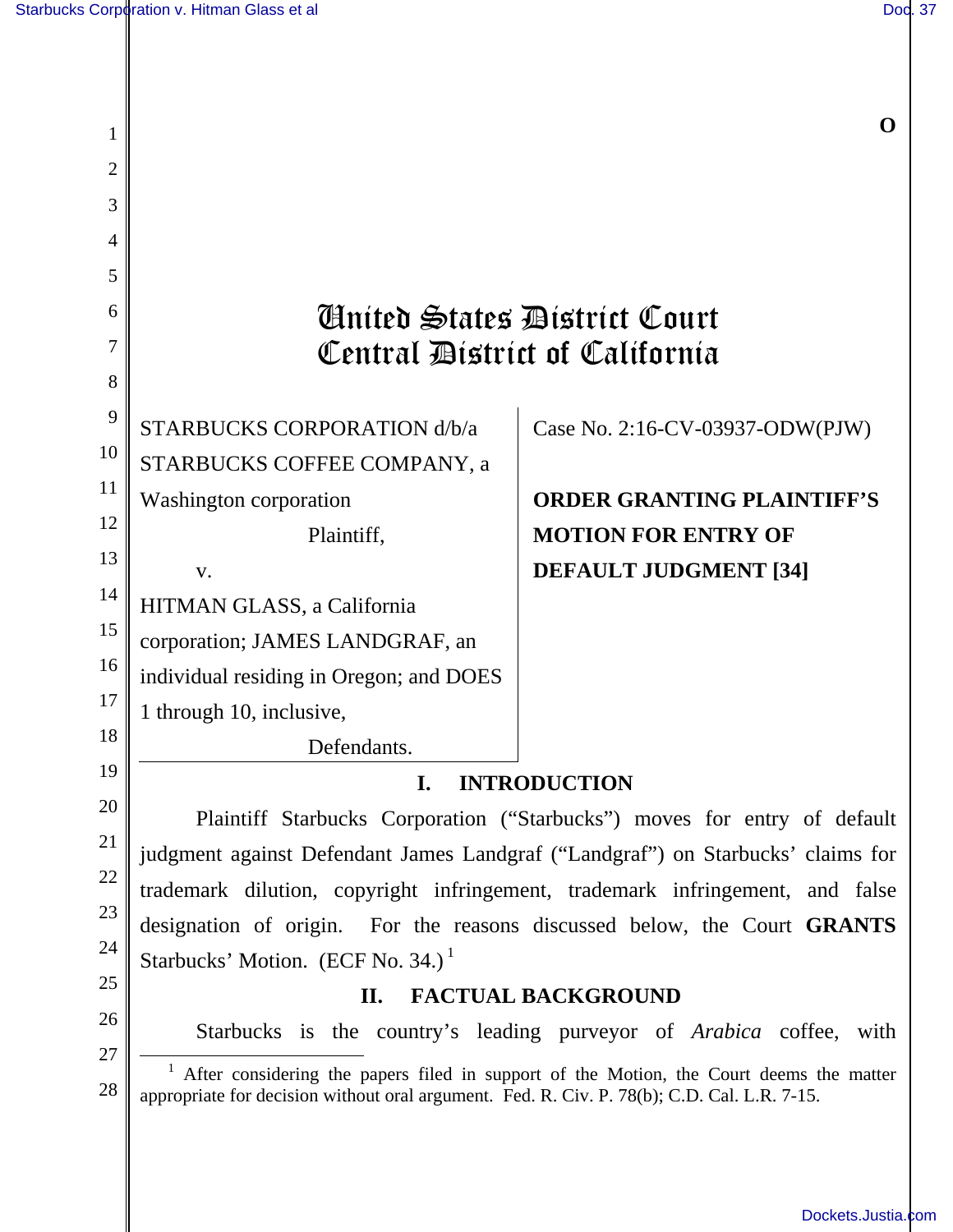# United States District Court
# Central District of California

| | |
|---|---|
| STARBUCKS CORPORATION d/b/a STARBUCKS COFFEE COMPANY, a Washington corporation<br>Plaintiff,<br>v.<br>HITMAN GLASS, a California corporation; JAMES LANDGRAF, an individual residing in Oregon; and DOES 1 through 10, inclusive,<br>Defendants. | Case No. 2:16-CV-03937-ODW(PJW)<br><br>**ORDER GRANTING PLAINTIFF'S MOTION FOR ENTRY OF DEFAULT JUDGMENT [34]** |

## I. INTRODUCTION

Plaintiff Starbucks Corporation ("Starbucks") moves for entry of default judgment against Defendant James Landgraf ("Landgraf") on Starbucks' claims for trademark dilution, copyright infringement, trademark infringement, and false designation of origin. For the reasons discussed below, the Court **GRANTS** Starbucks' Motion. (ECF No. 34.)[1]

## II. FACTUAL BACKGROUND

Starbucks is the country's leading purveyor of *Arabica* coffee, with

[1] After considering the papers filed in support of the Motion, the Court deems the matter appropriate for decision without oral argument. Fed. R. Civ. P. 78(b); C.D. Cal. L.R. 7-15.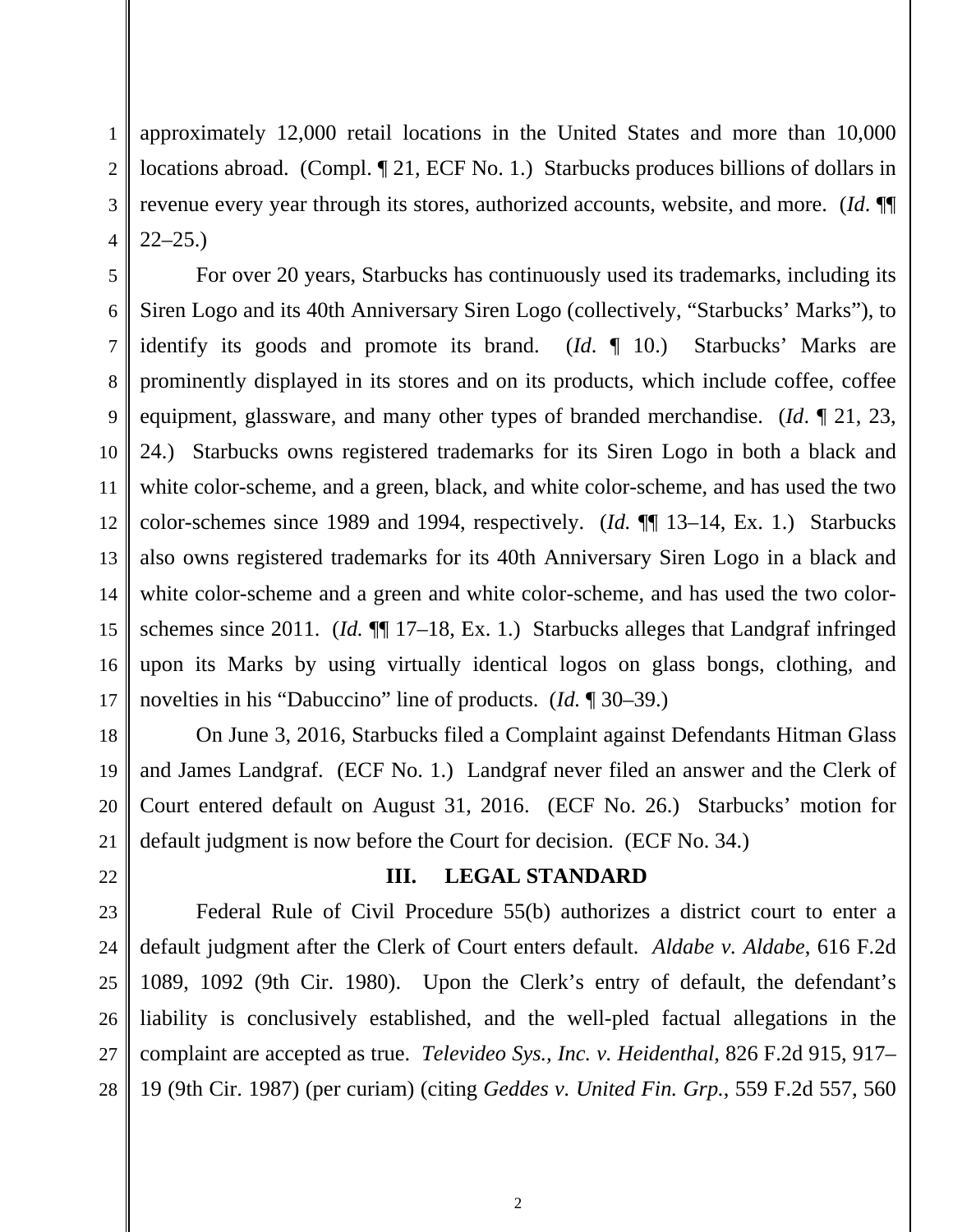approximately 12,000 retail locations in the United States and more than 10,000 locations abroad. (Compl. ¶ 21, ECF No. 1.) Starbucks produces billions of dollars in revenue every year through its stores, authorized accounts, website, and more. (*Id*. ¶¶ 22–25.)

For over 20 years, Starbucks has continuously used its trademarks, including its Siren Logo and its 40th Anniversary Siren Logo (collectively, "Starbucks' Marks"), to identify its goods and promote its brand. (*Id*. ¶ 10.) Starbucks' Marks are prominently displayed in its stores and on its products, which include coffee, coffee equipment, glassware, and many other types of branded merchandise. (*Id*. ¶ 21, 23, 24.) Starbucks owns registered trademarks for its Siren Logo in both a black and white color-scheme, and a green, black, and white color-scheme, and has used the two color-schemes since 1989 and 1994, respectively. (*Id.* ¶¶ 13–14, Ex. 1.) Starbucks also owns registered trademarks for its 40th Anniversary Siren Logo in a black and white color-scheme and a green and white color-scheme, and has used the two color-schemes since 2011. (*Id.* ¶¶ 17–18, Ex. 1.) Starbucks alleges that Landgraf infringed upon its Marks by using virtually identical logos on glass bongs, clothing, and novelties in his "Dabuccino" line of products. (*Id.* ¶ 30–39.)

On June 3, 2016, Starbucks filed a Complaint against Defendants Hitman Glass and James Landgraf. (ECF No. 1.) Landgraf never filed an answer and the Clerk of Court entered default on August 31, 2016. (ECF No. 26.) Starbucks' motion for default judgment is now before the Court for decision. (ECF No. 34.)

## III. LEGAL STANDARD

Federal Rule of Civil Procedure 55(b) authorizes a district court to enter a default judgment after the Clerk of Court enters default. *Aldabe v. Aldabe*, 616 F.2d 1089, 1092 (9th Cir. 1980). Upon the Clerk's entry of default, the defendant's liability is conclusively established, and the well-pled factual allegations in the complaint are accepted as true. *Televideo Sys., Inc. v. Heidenthal*, 826 F.2d 915, 917–19 (9th Cir. 1987) (per curiam) (citing *Geddes v. United Fin. Grp.*, 559 F.2d 557, 560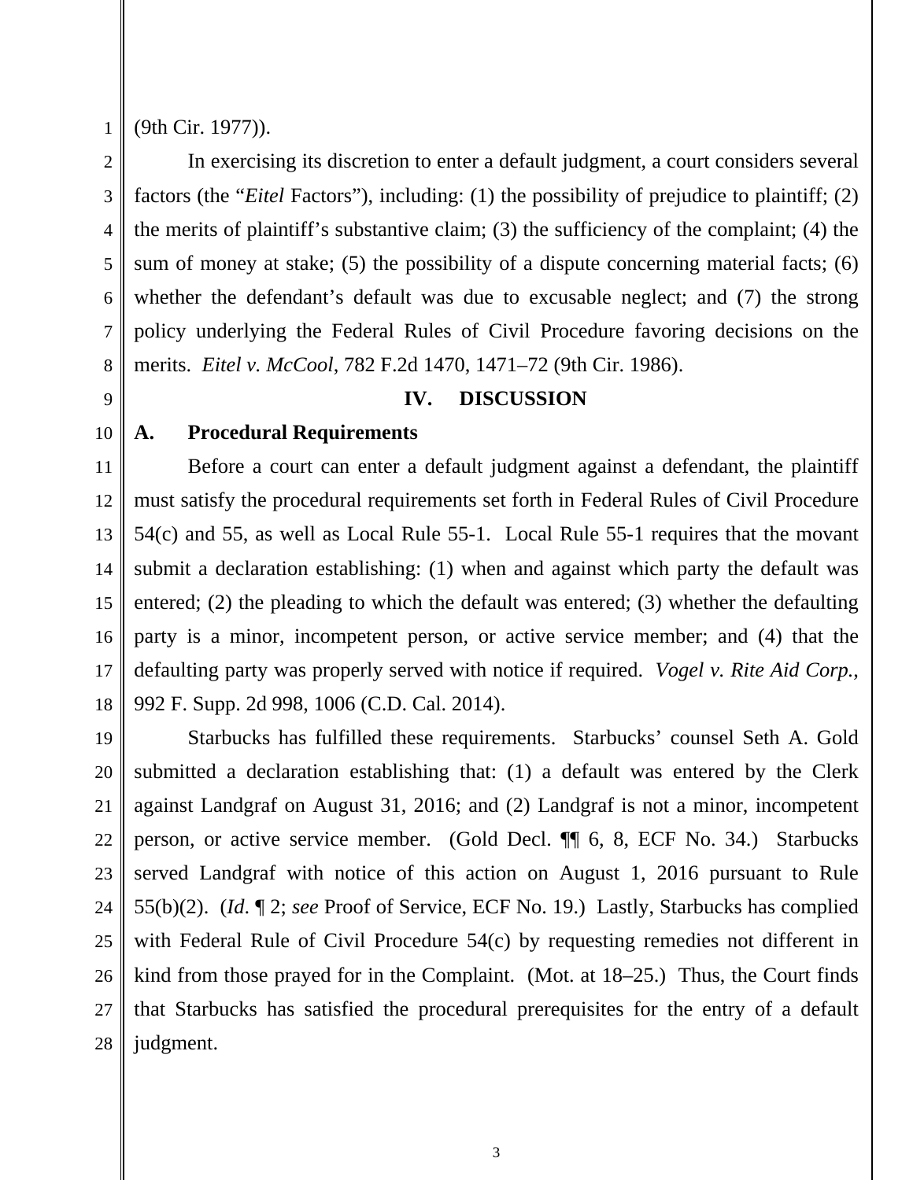(9th Cir. 1977)).

In exercising its discretion to enter a default judgment, a court considers several factors (the "*Eitel* Factors"), including: (1) the possibility of prejudice to plaintiff; (2) the merits of plaintiff's substantive claim; (3) the sufficiency of the complaint; (4) the sum of money at stake; (5) the possibility of a dispute concerning material facts; (6) whether the defendant's default was due to excusable neglect; and (7) the strong policy underlying the Federal Rules of Civil Procedure favoring decisions on the merits. *Eitel v. McCool*, 782 F.2d 1470, 1471–72 (9th Cir. 1986).

## IV. DISCUSSION

### A. Procedural Requirements

Before a court can enter a default judgment against a defendant, the plaintiff must satisfy the procedural requirements set forth in Federal Rules of Civil Procedure 54(c) and 55, as well as Local Rule 55-1. Local Rule 55-1 requires that the movant submit a declaration establishing: (1) when and against which party the default was entered; (2) the pleading to which the default was entered; (3) whether the defaulting party is a minor, incompetent person, or active service member; and (4) that the defaulting party was properly served with notice if required. *Vogel v. Rite Aid Corp.*, 992 F. Supp. 2d 998, 1006 (C.D. Cal. 2014).

Starbucks has fulfilled these requirements. Starbucks' counsel Seth A. Gold submitted a declaration establishing that: (1) a default was entered by the Clerk against Landgraf on August 31, 2016; and (2) Landgraf is not a minor, incompetent person, or active service member. (Gold Decl. ¶¶ 6, 8, ECF No. 34.) Starbucks served Landgraf with notice of this action on August 1, 2016 pursuant to Rule 55(b)(2). (*Id.* ¶ 2; *see* Proof of Service, ECF No. 19.) Lastly, Starbucks has complied with Federal Rule of Civil Procedure 54(c) by requesting remedies not different in kind from those prayed for in the Complaint. (Mot. at 18–25.) Thus, the Court finds that Starbucks has satisfied the procedural prerequisites for the entry of a default judgment.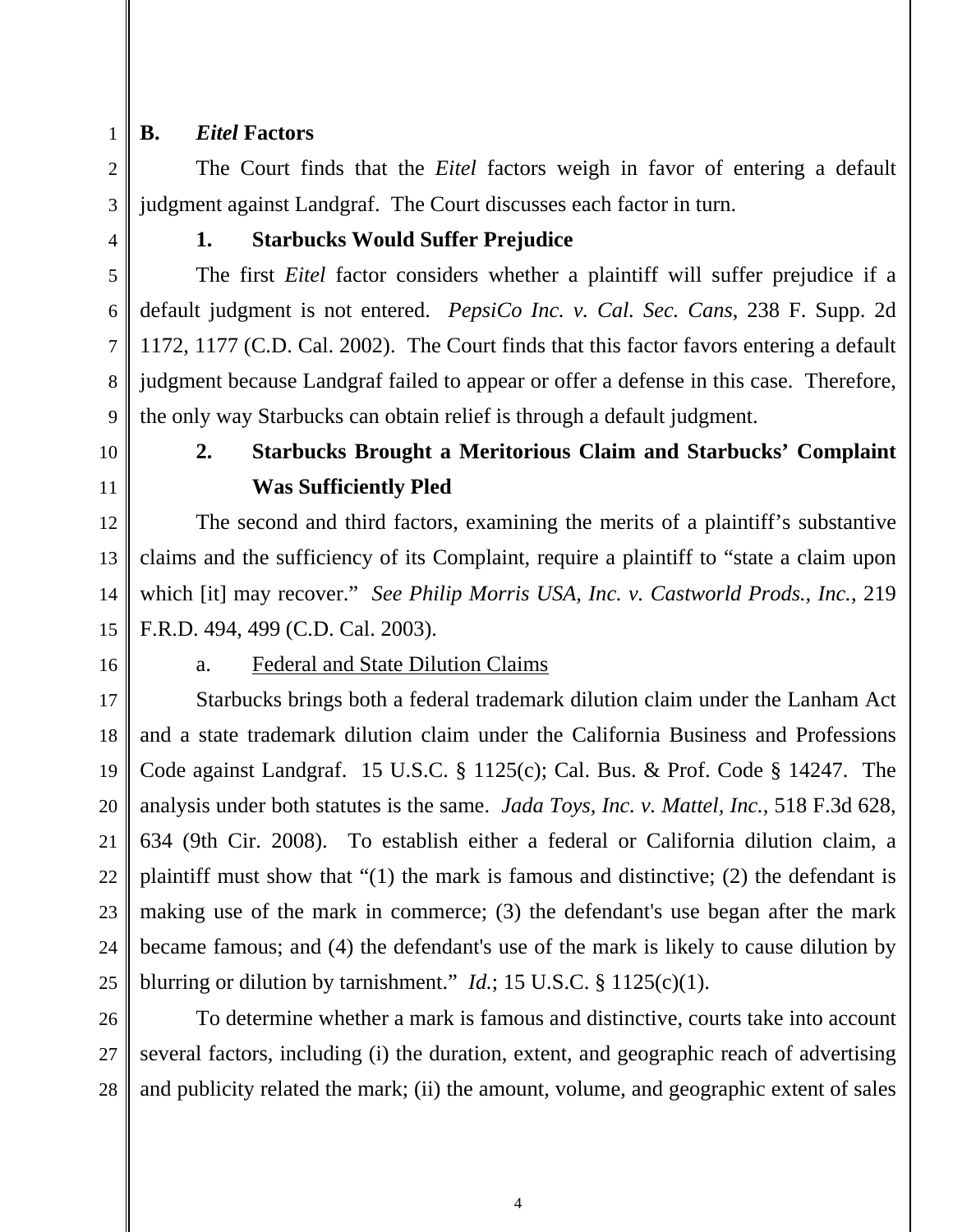### B. *Eitel* Factors

The Court finds that the *Eitel* factors weigh in favor of entering a default judgment against Landgraf. The Court discusses each factor in turn.

#### 1. Starbucks Would Suffer Prejudice

The first *Eitel* factor considers whether a plaintiff will suffer prejudice if a default judgment is not entered. *PepsiCo Inc. v. Cal. Sec. Cans*, 238 F. Supp. 2d 1172, 1177 (C.D. Cal. 2002). The Court finds that this factor favors entering a default judgment because Landgraf failed to appear or offer a defense in this case. Therefore, the only way Starbucks can obtain relief is through a default judgment.

#### 2. Starbucks Brought a Meritorious Claim and Starbucks' Complaint Was Sufficiently Pled

The second and third factors, examining the merits of a plaintiff's substantive claims and the sufficiency of its Complaint, require a plaintiff to "state a claim upon which [it] may recover." *See Philip Morris USA, Inc. v. Castworld Prods., Inc.*, 219 F.R.D. 494, 499 (C.D. Cal. 2003).

a. <u>Federal and State Dilution Claims</u>

Starbucks brings both a federal trademark dilution claim under the Lanham Act and a state trademark dilution claim under the California Business and Professions Code against Landgraf. 15 U.S.C. § 1125(c); Cal. Bus. & Prof. Code § 14247. The analysis under both statutes is the same. *Jada Toys, Inc. v. Mattel, Inc.*, 518 F.3d 628, 634 (9th Cir. 2008). To establish either a federal or California dilution claim, a plaintiff must show that "(1) the mark is famous and distinctive; (2) the defendant is making use of the mark in commerce; (3) the defendant's use began after the mark became famous; and (4) the defendant's use of the mark is likely to cause dilution by blurring or dilution by tarnishment." *Id.*; 15 U.S.C. § 1125(c)(1).

To determine whether a mark is famous and distinctive, courts take into account several factors, including (i) the duration, extent, and geographic reach of advertising and publicity related the mark; (ii) the amount, volume, and geographic extent of sales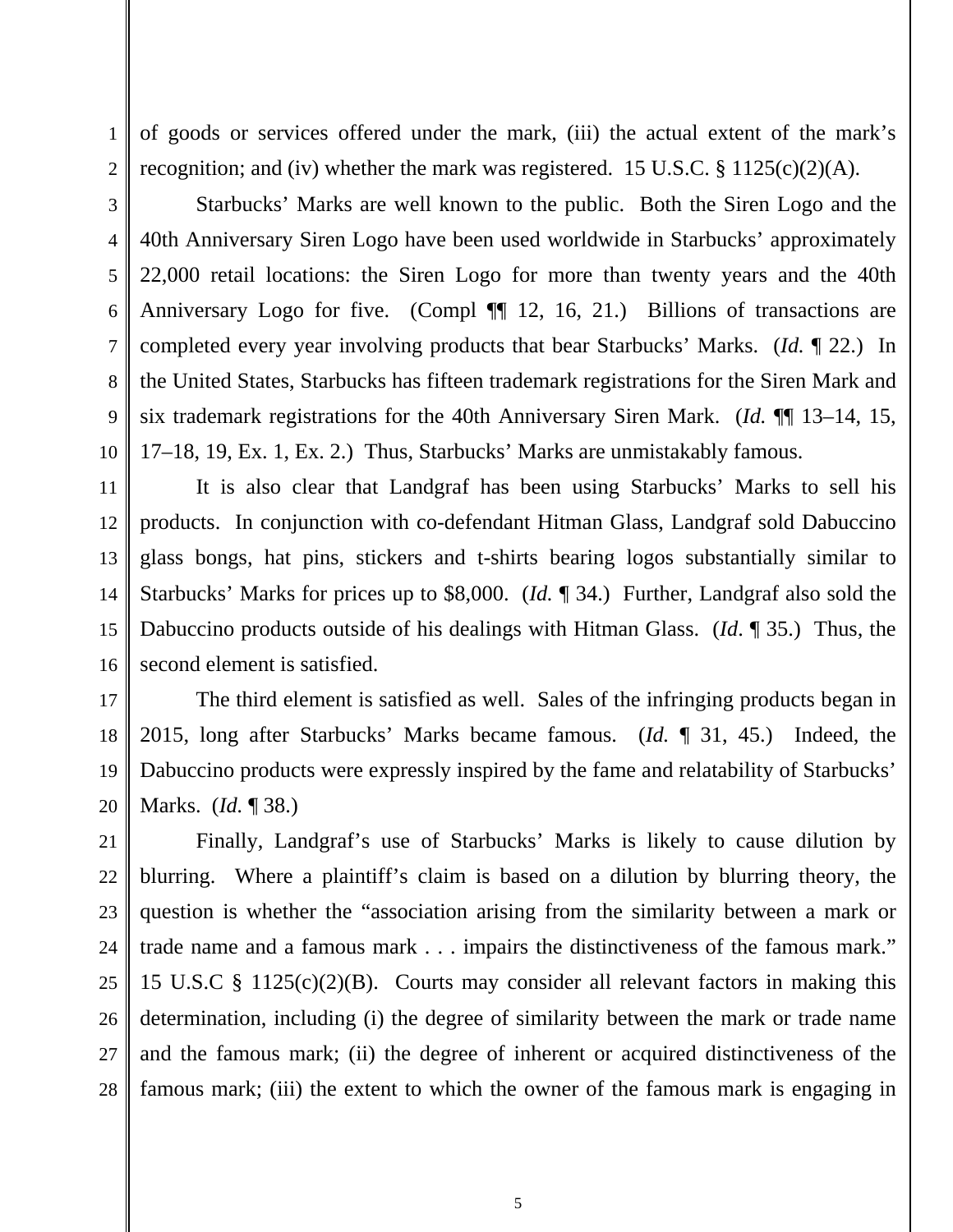of goods or services offered under the mark, (iii) the actual extent of the mark's recognition; and (iv) whether the mark was registered. 15 U.S.C. § 1125(c)(2)(A).

Starbucks' Marks are well known to the public. Both the Siren Logo and the 40th Anniversary Siren Logo have been used worldwide in Starbucks' approximately 22,000 retail locations: the Siren Logo for more than twenty years and the 40th Anniversary Logo for five. (Compl ¶¶ 12, 16, 21.) Billions of transactions are completed every year involving products that bear Starbucks' Marks. (*Id.* ¶ 22.) In the United States, Starbucks has fifteen trademark registrations for the Siren Mark and six trademark registrations for the 40th Anniversary Siren Mark. (*Id.* ¶¶ 13–14, 15, 17–18, 19, Ex. 1, Ex. 2.) Thus, Starbucks' Marks are unmistakably famous.

It is also clear that Landgraf has been using Starbucks' Marks to sell his products. In conjunction with co-defendant Hitman Glass, Landgraf sold Dabuccino glass bongs, hat pins, stickers and t-shirts bearing logos substantially similar to Starbucks' Marks for prices up to $8,000. (*Id.* ¶ 34.) Further, Landgraf also sold the Dabuccino products outside of his dealings with Hitman Glass. (*Id.* ¶ 35.) Thus, the second element is satisfied.

The third element is satisfied as well. Sales of the infringing products began in 2015, long after Starbucks' Marks became famous. (*Id.* ¶ 31, 45.) Indeed, the Dabuccino products were expressly inspired by the fame and relatability of Starbucks' Marks. (*Id.* ¶ 38.)

Finally, Landgraf's use of Starbucks' Marks is likely to cause dilution by blurring. Where a plaintiff's claim is based on a dilution by blurring theory, the question is whether the "association arising from the similarity between a mark or trade name and a famous mark . . . impairs the distinctiveness of the famous mark." 15 U.S.C § 1125(c)(2)(B). Courts may consider all relevant factors in making this determination, including (i) the degree of similarity between the mark or trade name and the famous mark; (ii) the degree of inherent or acquired distinctiveness of the famous mark; (iii) the extent to which the owner of the famous mark is engaging in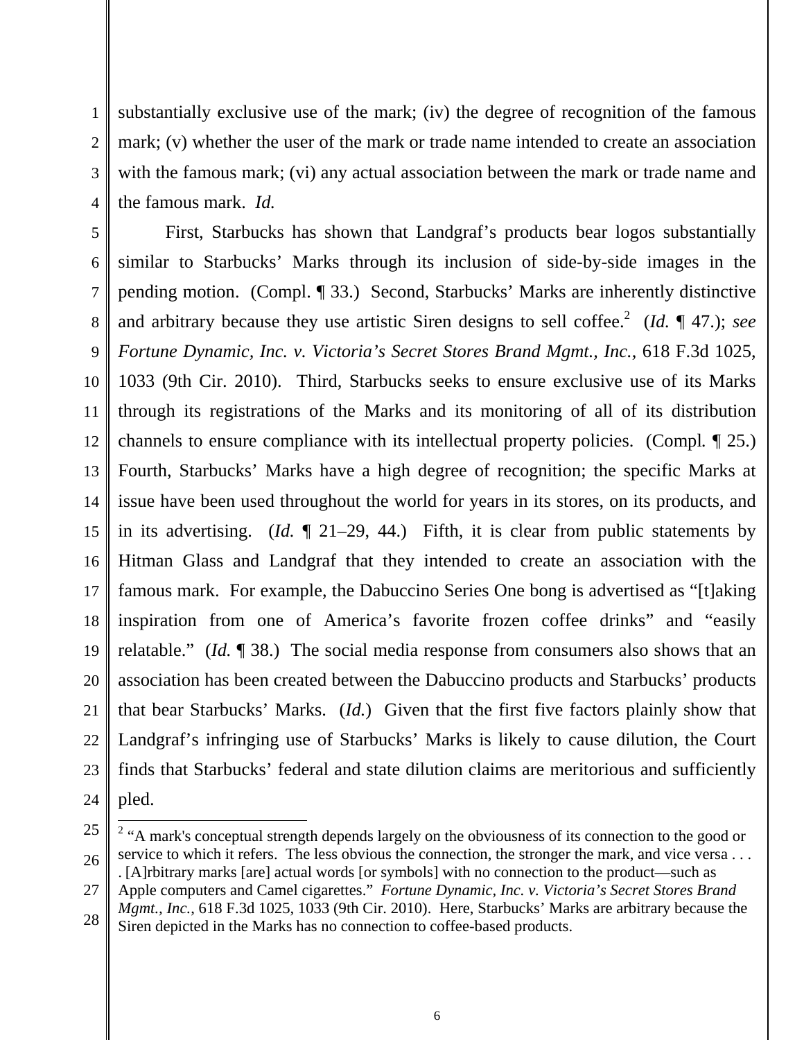substantially exclusive use of the mark; (iv) the degree of recognition of the famous mark; (v) whether the user of the mark or trade name intended to create an association with the famous mark; (vi) any actual association between the mark or trade name and the famous mark. *Id.*

First, Starbucks has shown that Landgraf's products bear logos substantially similar to Starbucks' Marks through its inclusion of side-by-side images in the pending motion. (Compl. ¶ 33.) Second, Starbucks' Marks are inherently distinctive and arbitrary because they use artistic Siren designs to sell coffee.[2] (*Id.* ¶ 47.); *see Fortune Dynamic, Inc. v. Victoria's Secret Stores Brand Mgmt., Inc.*, 618 F.3d 1025, 1033 (9th Cir. 2010). Third, Starbucks seeks to ensure exclusive use of its Marks through its registrations of the Marks and its monitoring of all of its distribution channels to ensure compliance with its intellectual property policies. (Compl*.* ¶ 25.) Fourth, Starbucks' Marks have a high degree of recognition; the specific Marks at issue have been used throughout the world for years in its stores, on its products, and in its advertising. (*Id.* ¶ 21–29, 44.) Fifth, it is clear from public statements by Hitman Glass and Landgraf that they intended to create an association with the famous mark. For example, the Dabuccino Series One bong is advertised as "[t]aking inspiration from one of America's favorite frozen coffee drinks" and "easily relatable." (*Id.* ¶ 38.) The social media response from consumers also shows that an association has been created between the Dabuccino products and Starbucks' products that bear Starbucks' Marks. (*Id.*) Given that the first five factors plainly show that Landgraf's infringing use of Starbucks' Marks is likely to cause dilution, the Court finds that Starbucks' federal and state dilution claims are meritorious and sufficiently pled.

---

[2] "A mark's conceptual strength depends largely on the obviousness of its connection to the good or service to which it refers. The less obvious the connection, the stronger the mark, and vice versa . . . . [A]rbitrary marks [are] actual words [or symbols] with no connection to the product—such as Apple computers and Camel cigarettes." *Fortune Dynamic, Inc. v. Victoria's Secret Stores Brand Mgmt., Inc.*, 618 F.3d 1025, 1033 (9th Cir. 2010). Here, Starbucks' Marks are arbitrary because the Siren depicted in the Marks has no connection to coffee-based products.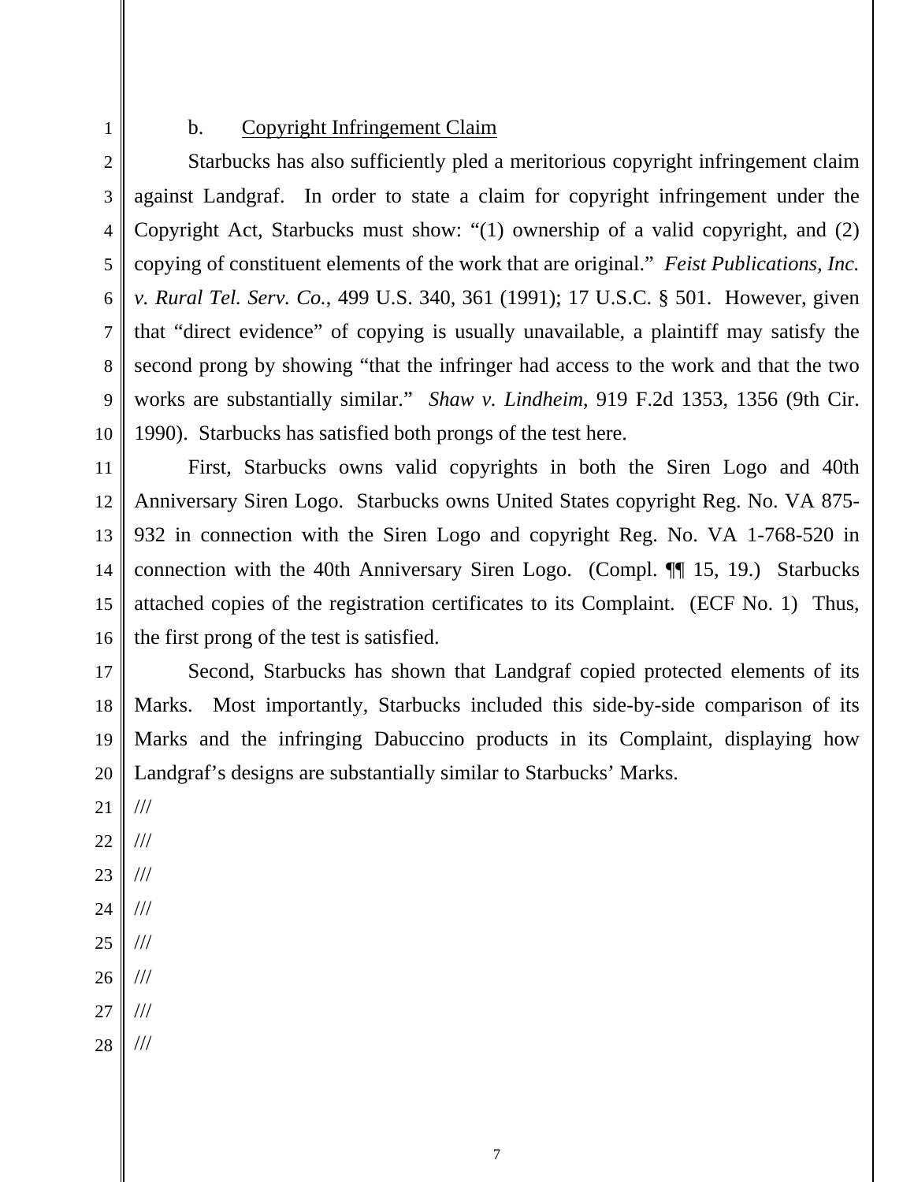b. Copyright Infringement Claim

Starbucks has also sufficiently pled a meritorious copyright infringement claim against Landgraf. In order to state a claim for copyright infringement under the Copyright Act, Starbucks must show: "(1) ownership of a valid copyright, and (2) copying of constituent elements of the work that are original." *Feist Publications, Inc. v. Rural Tel. Serv. Co.*, 499 U.S. 340, 361 (1991); 17 U.S.C. § 501. However, given that "direct evidence" of copying is usually unavailable, a plaintiff may satisfy the second prong by showing "that the infringer had access to the work and that the two works are substantially similar." *Shaw v. Lindheim*, 919 F.2d 1353, 1356 (9th Cir. 1990). Starbucks has satisfied both prongs of the test here.

First, Starbucks owns valid copyrights in both the Siren Logo and 40th Anniversary Siren Logo. Starbucks owns United States copyright Reg. No. VA 875-932 in connection with the Siren Logo and copyright Reg. No. VA 1-768-520 in connection with the 40th Anniversary Siren Logo. (Compl. ¶¶ 15, 19.) Starbucks attached copies of the registration certificates to its Complaint. (ECF No. 1) Thus, the first prong of the test is satisfied.

Second, Starbucks has shown that Landgraf copied protected elements of its Marks. Most importantly, Starbucks included this side-by-side comparison of its Marks and the infringing Dabuccino products in its Complaint, displaying how Landgraf's designs are substantially similar to Starbucks' Marks.

///

///

///

///

///

///

///

///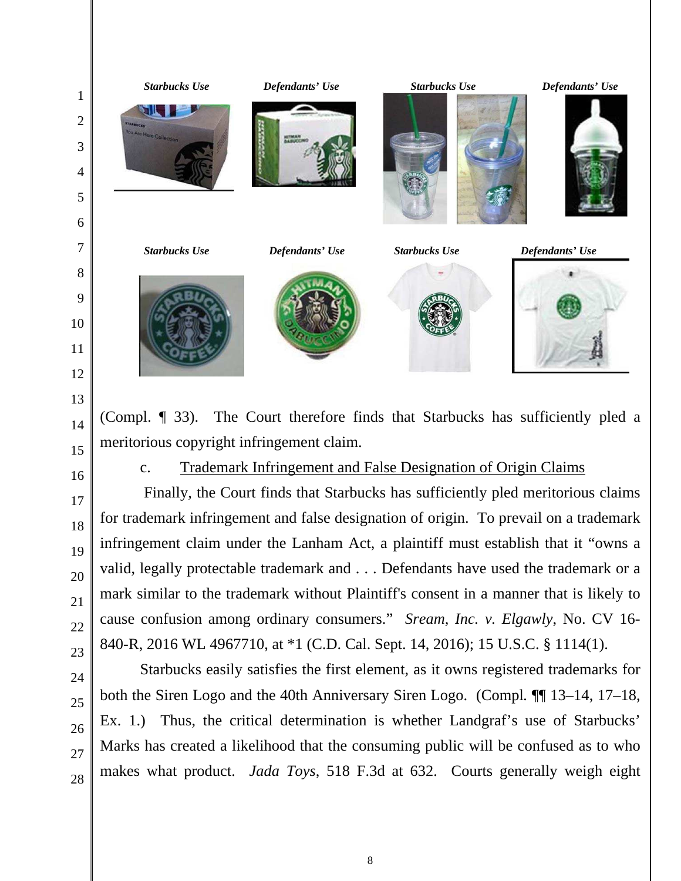*Starbucks Use* *Defendants' Use* *Starbucks Use* *Defendants' Use*

*Starbucks Use* *Defendants' Use* *Starbucks Use* *Defendants' Use*

(Compl. ¶ 33). The Court therefore finds that Starbucks has sufficiently pled a meritorious copyright infringement claim.

c. Trademark Infringement and False Designation of Origin Claims

Finally, the Court finds that Starbucks has sufficiently pled meritorious claims for trademark infringement and false designation of origin. To prevail on a trademark infringement claim under the Lanham Act, a plaintiff must establish that it "owns a valid, legally protectable trademark and . . . Defendants have used the trademark or a mark similar to the trademark without Plaintiff's consent in a manner that is likely to cause confusion among ordinary consumers." *Sream, Inc. v. Elgawly*, No. CV 16-840-R, 2016 WL 4967710, at *1 (C.D. Cal. Sept. 14, 2016); 15 U.S.C. § 1114(1).

Starbucks easily satisfies the first element, as it owns registered trademarks for both the Siren Logo and the 40th Anniversary Siren Logo. (Compl. ¶¶ 13–14, 17–18, Ex. 1.) Thus, the critical determination is whether Landgraf's use of Starbucks' Marks has created a likelihood that the consuming public will be confused as to who makes what product. *Jada Toys*, 518 F.3d at 632. Courts generally weigh eight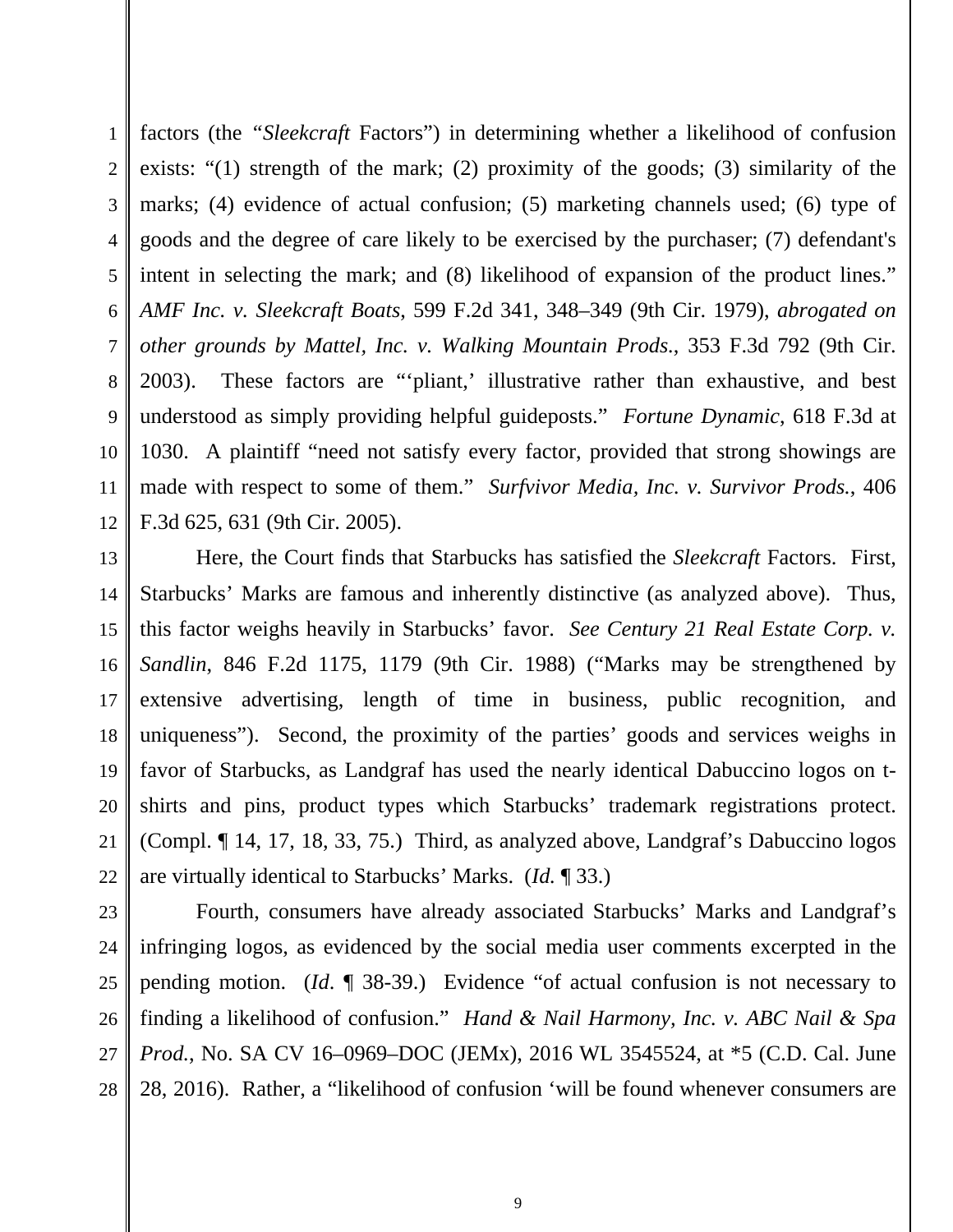factors (the "*Sleekcraft* Factors") in determining whether a likelihood of confusion exists: "(1) strength of the mark; (2) proximity of the goods; (3) similarity of the marks; (4) evidence of actual confusion; (5) marketing channels used; (6) type of goods and the degree of care likely to be exercised by the purchaser; (7) defendant's intent in selecting the mark; and (8) likelihood of expansion of the product lines." *AMF Inc. v. Sleekcraft Boats*, 599 F.2d 341, 348–349 (9th Cir. 1979), *abrogated on other grounds by Mattel, Inc. v. Walking Mountain Prods.*, 353 F.3d 792 (9th Cir. 2003). These factors are "'pliant,' illustrative rather than exhaustive, and best understood as simply providing helpful guideposts." *Fortune Dynamic*, 618 F.3d at 1030. A plaintiff "need not satisfy every factor, provided that strong showings are made with respect to some of them." *Surfvivor Media, Inc. v. Survivor Prods.*, 406 F.3d 625, 631 (9th Cir. 2005).

Here, the Court finds that Starbucks has satisfied the *Sleekcraft* Factors. First, Starbucks' Marks are famous and inherently distinctive (as analyzed above). Thus, this factor weighs heavily in Starbucks' favor. *See Century 21 Real Estate Corp. v. Sandlin*, 846 F.2d 1175, 1179 (9th Cir. 1988) ("Marks may be strengthened by extensive advertising, length of time in business, public recognition, and uniqueness"). Second, the proximity of the parties' goods and services weighs in favor of Starbucks, as Landgraf has used the nearly identical Dabuccino logos on t-shirts and pins, product types which Starbucks' trademark registrations protect. (Compl. ¶ 14, 17, 18, 33, 75.) Third, as analyzed above, Landgraf's Dabuccino logos are virtually identical to Starbucks' Marks. (*Id.* ¶ 33.)

Fourth, consumers have already associated Starbucks' Marks and Landgraf's infringing logos, as evidenced by the social media user comments excerpted in the pending motion. (*Id*. ¶ 38-39.) Evidence "of actual confusion is not necessary to finding a likelihood of confusion." *Hand & Nail Harmony, Inc. v. ABC Nail & Spa Prod.*, No. SA CV 16–0969–DOC (JEMx), 2016 WL 3545524, at *5 (C.D. Cal. June 28, 2016). Rather, a "likelihood of confusion 'will be found whenever consumers are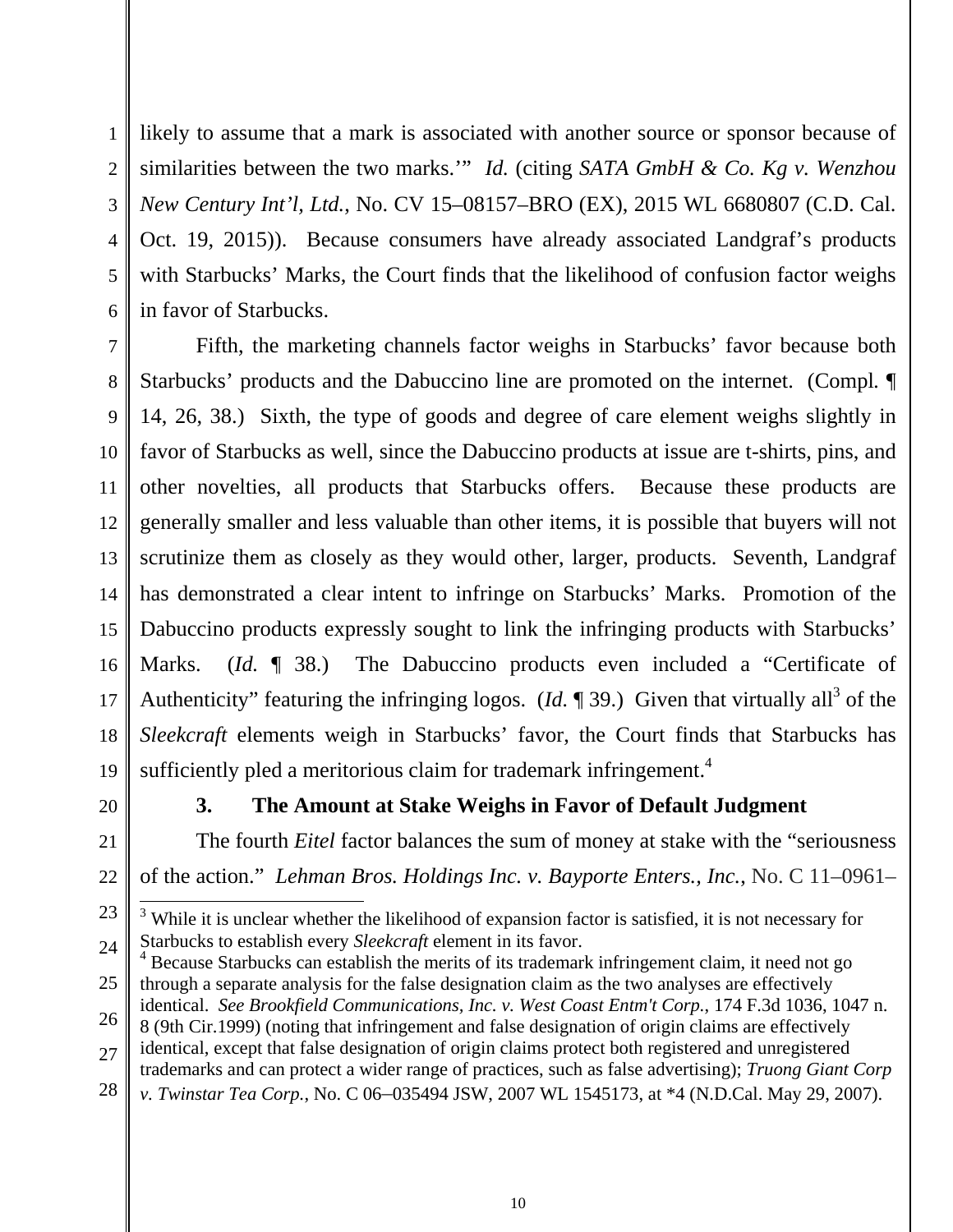likely to assume that a mark is associated with another source or sponsor because of similarities between the two marks.'" *Id.* (citing *SATA GmbH & Co. Kg v. Wenzhou New Century Int'l, Ltd.*, No. CV 15–08157–BRO (EX), 2015 WL 6680807 (C.D. Cal. Oct. 19, 2015)). Because consumers have already associated Landgraf's products with Starbucks' Marks, the Court finds that the likelihood of confusion factor weighs in favor of Starbucks.

Fifth, the marketing channels factor weighs in Starbucks' favor because both Starbucks' products and the Dabuccino line are promoted on the internet. (Compl. ¶ 14, 26, 38.) Sixth, the type of goods and degree of care element weighs slightly in favor of Starbucks as well, since the Dabuccino products at issue are t-shirts, pins, and other novelties, all products that Starbucks offers. Because these products are generally smaller and less valuable than other items, it is possible that buyers will not scrutinize them as closely as they would other, larger, products. Seventh, Landgraf has demonstrated a clear intent to infringe on Starbucks' Marks. Promotion of the Dabuccino products expressly sought to link the infringing products with Starbucks' Marks. (*Id.* ¶ 38.) The Dabuccino products even included a "Certificate of Authenticity" featuring the infringing logos. (*Id.* ¶ 39.) Given that virtually all[3] of the *Sleekcraft* elements weigh in Starbucks' favor, the Court finds that Starbucks has sufficiently pled a meritorious claim for trademark infringement.[4]

### 3. The Amount at Stake Weighs in Favor of Default Judgment

The fourth *Eitel* factor balances the sum of money at stake with the "seriousness of the action." *Lehman Bros. Holdings Inc. v. Bayporte Enters., Inc.*, No. C 11–0961–

---

[3] While it is unclear whether the likelihood of expansion factor is satisfied, it is not necessary for Starbucks to establish every *Sleekcraft* element in its favor.

[4] Because Starbucks can establish the merits of its trademark infringement claim, it need not go through a separate analysis for the false designation claim as the two analyses are effectively identical. *See Brookfield Communications, Inc. v. West Coast Entm't Corp.*, 174 F.3d 1036, 1047 n. 8 (9th Cir.1999) (noting that infringement and false designation of origin claims are effectively identical, except that false designation of origin claims protect both registered and unregistered trademarks and can protect a wider range of practices, such as false advertising); *Truong Giant Corp v. Twinstar Tea Corp.*, No. C 06–035494 JSW, 2007 WL 1545173, at *4 (N.D.Cal. May 29, 2007).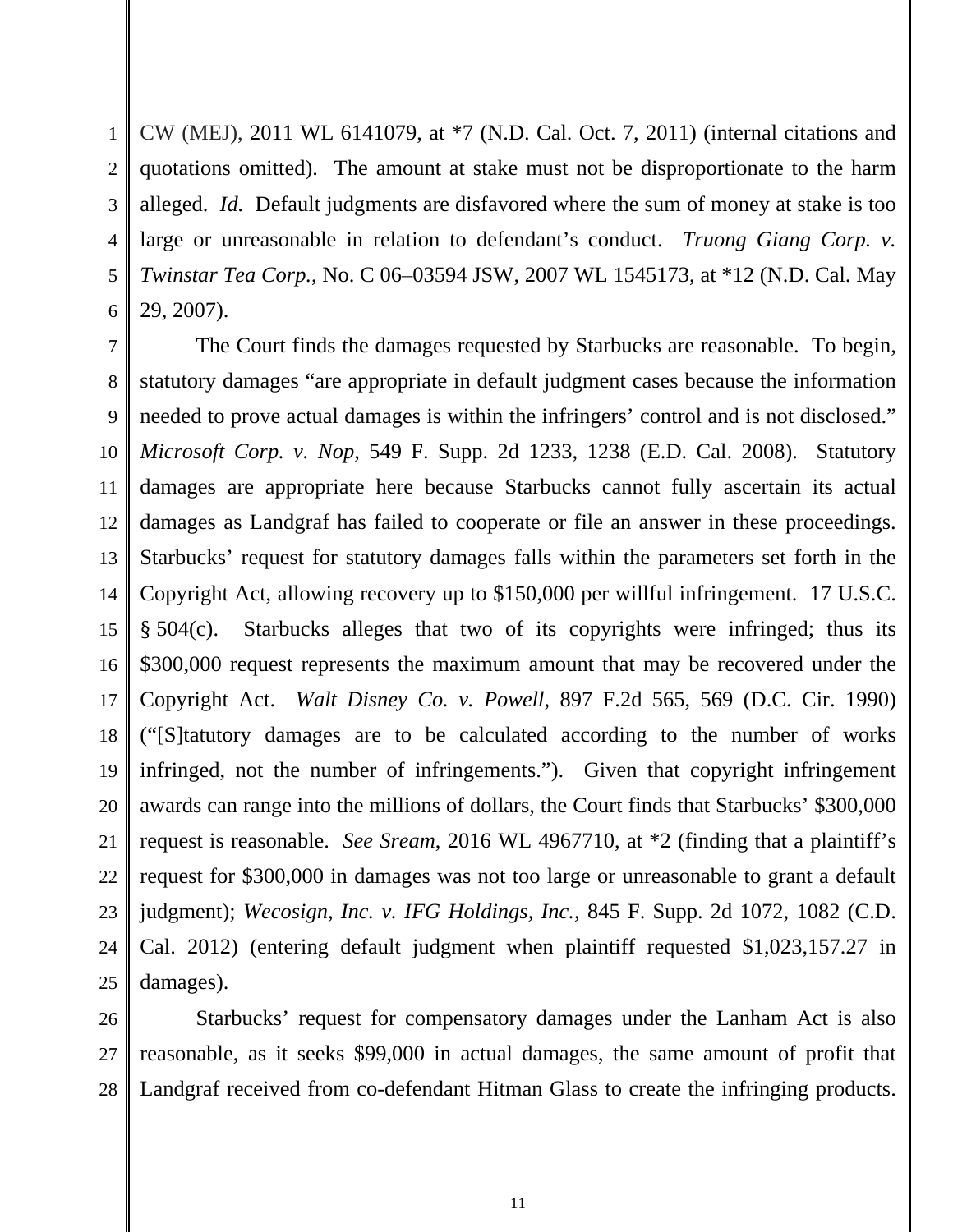CW (MEJ), 2011 WL 6141079, at *7 (N.D. Cal. Oct. 7, 2011) (internal citations and quotations omitted). The amount at stake must not be disproportionate to the harm alleged. *Id.* Default judgments are disfavored where the sum of money at stake is too large or unreasonable in relation to defendant's conduct. *Truong Giang Corp. v. Twinstar Tea Corp.*, No. C 06–03594 JSW, 2007 WL 1545173, at *12 (N.D. Cal. May 29, 2007).

The Court finds the damages requested by Starbucks are reasonable. To begin, statutory damages "are appropriate in default judgment cases because the information needed to prove actual damages is within the infringers' control and is not disclosed." *Microsoft Corp. v. Nop*, 549 F. Supp. 2d 1233, 1238 (E.D. Cal. 2008). Statutory damages are appropriate here because Starbucks cannot fully ascertain its actual damages as Landgraf has failed to cooperate or file an answer in these proceedings. Starbucks' request for statutory damages falls within the parameters set forth in the Copyright Act, allowing recovery up to $150,000 per willful infringement. 17 U.S.C. § 504(c). Starbucks alleges that two of its copyrights were infringed; thus its $300,000 request represents the maximum amount that may be recovered under the Copyright Act. *Walt Disney Co. v. Powell*, 897 F.2d 565, 569 (D.C. Cir. 1990) ("[S]tatutory damages are to be calculated according to the number of works infringed, not the number of infringements."). Given that copyright infringement awards can range into the millions of dollars, the Court finds that Starbucks' $300,000 request is reasonable. *See Sream*, 2016 WL 4967710, at *2 (finding that a plaintiff's request for $300,000 in damages was not too large or unreasonable to grant a default judgment); *Wecosign, Inc. v. IFG Holdings, Inc.*, 845 F. Supp. 2d 1072, 1082 (C.D. Cal. 2012) (entering default judgment when plaintiff requested $1,023,157.27 in damages).

Starbucks' request for compensatory damages under the Lanham Act is also reasonable, as it seeks $99,000 in actual damages, the same amount of profit that Landgraf received from co-defendant Hitman Glass to create the infringing products.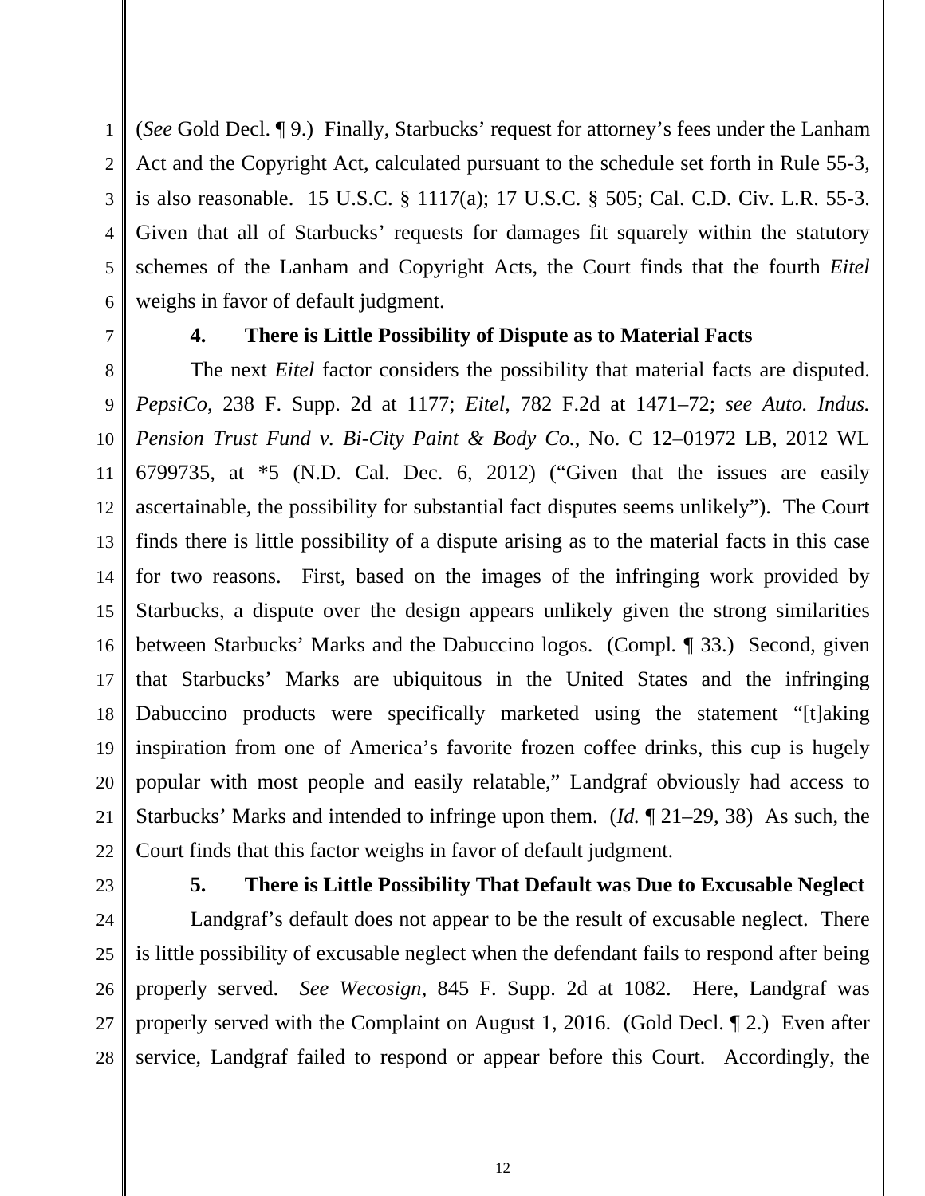(*See* Gold Decl. ¶ 9.) Finally, Starbucks' request for attorney's fees under the Lanham Act and the Copyright Act, calculated pursuant to the schedule set forth in Rule 55-3, is also reasonable. 15 U.S.C. § 1117(a); 17 U.S.C. § 505; Cal. C.D. Civ. L.R. 55-3. Given that all of Starbucks' requests for damages fit squarely within the statutory schemes of the Lanham and Copyright Acts, the Court finds that the fourth *Eitel* weighs in favor of default judgment.

**4. There is Little Possibility of Dispute as to Material Facts**

The next *Eitel* factor considers the possibility that material facts are disputed. *PepsiCo*, 238 F. Supp. 2d at 1177; *Eitel*, 782 F.2d at 1471–72; *see Auto. Indus. Pension Trust Fund v. Bi-City Paint & Body Co.*, No. C 12–01972 LB, 2012 WL 6799735, at *5 (N.D. Cal. Dec. 6, 2012) ("Given that the issues are easily ascertainable, the possibility for substantial fact disputes seems unlikely"). The Court finds there is little possibility of a dispute arising as to the material facts in this case for two reasons. First, based on the images of the infringing work provided by Starbucks, a dispute over the design appears unlikely given the strong similarities between Starbucks' Marks and the Dabuccino logos. (Compl. ¶ 33.) Second, given that Starbucks' Marks are ubiquitous in the United States and the infringing Dabuccino products were specifically marketed using the statement "[t]aking inspiration from one of America's favorite frozen coffee drinks, this cup is hugely popular with most people and easily relatable," Landgraf obviously had access to Starbucks' Marks and intended to infringe upon them. (*Id.* ¶ 21–29, 38) As such, the Court finds that this factor weighs in favor of default judgment.

**5. There is Little Possibility That Default was Due to Excusable Neglect**

Landgraf's default does not appear to be the result of excusable neglect. There is little possibility of excusable neglect when the defendant fails to respond after being properly served. *See Wecosign*, 845 F. Supp. 2d at 1082. Here, Landgraf was properly served with the Complaint on August 1, 2016. (Gold Decl. ¶ 2.) Even after service, Landgraf failed to respond or appear before this Court. Accordingly, the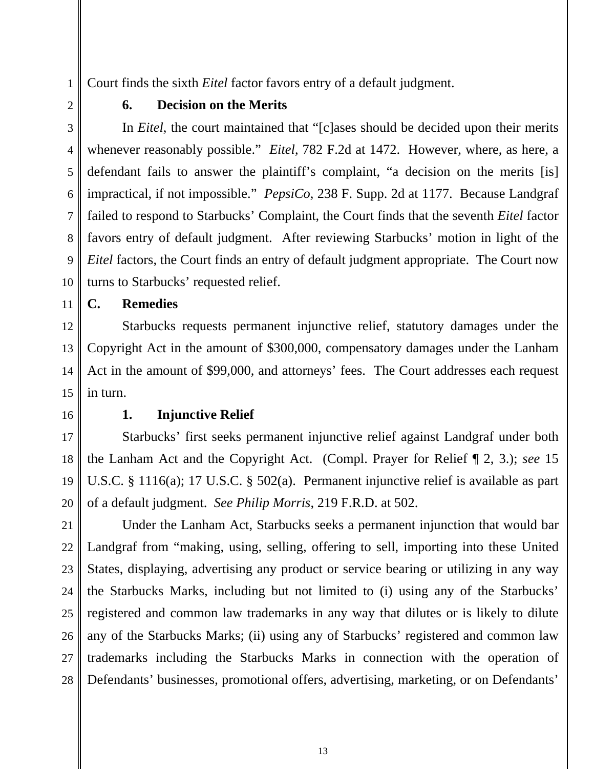Court finds the sixth *Eitel* factor favors entry of a default judgment.

### 6. Decision on the Merits

In *Eitel*, the court maintained that "[c]ases should be decided upon their merits whenever reasonably possible." *Eitel*, 782 F.2d at 1472. However, where, as here, a defendant fails to answer the plaintiff's complaint, "a decision on the merits [is] impractical, if not impossible." *PepsiCo*, 238 F. Supp. 2d at 1177. Because Landgraf failed to respond to Starbucks' Complaint, the Court finds that the seventh *Eitel* factor favors entry of default judgment. After reviewing Starbucks' motion in light of the *Eitel* factors, the Court finds an entry of default judgment appropriate. The Court now turns to Starbucks' requested relief.

## C. Remedies

Starbucks requests permanent injunctive relief, statutory damages under the Copyright Act in the amount of $300,000, compensatory damages under the Lanham Act in the amount of $99,000, and attorneys' fees. The Court addresses each request in turn.

### 1. Injunctive Relief

Starbucks' first seeks permanent injunctive relief against Landgraf under both the Lanham Act and the Copyright Act. (Compl. Prayer for Relief ¶ 2, 3.); *see* 15 U.S.C. § 1116(a); 17 U.S.C. § 502(a). Permanent injunctive relief is available as part of a default judgment. *See Philip Morris*, 219 F.R.D. at 502.

Under the Lanham Act, Starbucks seeks a permanent injunction that would bar Landgraf from "making, using, selling, offering to sell, importing into these United States, displaying, advertising any product or service bearing or utilizing in any way the Starbucks Marks, including but not limited to (i) using any of the Starbucks' registered and common law trademarks in any way that dilutes or is likely to dilute any of the Starbucks Marks; (ii) using any of Starbucks' registered and common law trademarks including the Starbucks Marks in connection with the operation of Defendants' businesses, promotional offers, advertising, marketing, or on Defendants'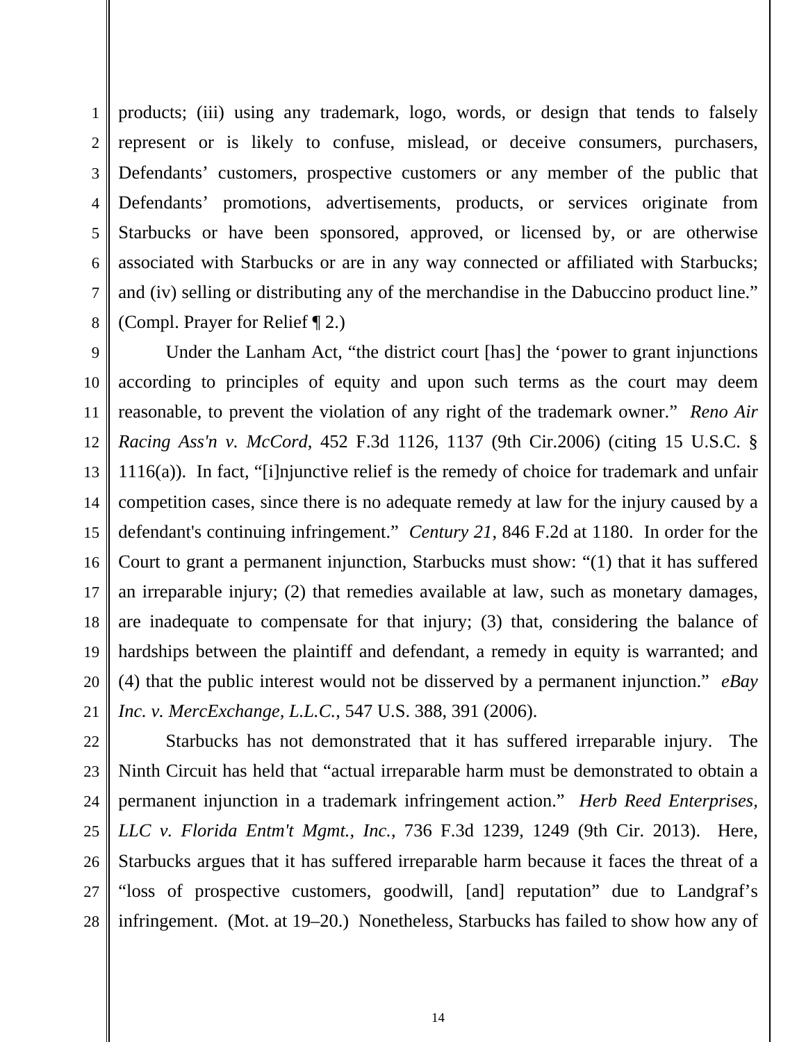products; (iii) using any trademark, logo, words, or design that tends to falsely represent or is likely to confuse, mislead, or deceive consumers, purchasers, Defendants' customers, prospective customers or any member of the public that Defendants' promotions, advertisements, products, or services originate from Starbucks or have been sponsored, approved, or licensed by, or are otherwise associated with Starbucks or are in any way connected or affiliated with Starbucks; and (iv) selling or distributing any of the merchandise in the Dabuccino product line." (Compl. Prayer for Relief ¶ 2.)

Under the Lanham Act, "the district court [has] the 'power to grant injunctions according to principles of equity and upon such terms as the court may deem reasonable, to prevent the violation of any right of the trademark owner." *Reno Air Racing Ass'n v. McCord*, 452 F.3d 1126, 1137 (9th Cir.2006) (citing 15 U.S.C. § 1116(a)). In fact, "[i]njunctive relief is the remedy of choice for trademark and unfair competition cases, since there is no adequate remedy at law for the injury caused by a defendant's continuing infringement." *Century 21*, 846 F.2d at 1180. In order for the Court to grant a permanent injunction, Starbucks must show: "(1) that it has suffered an irreparable injury; (2) that remedies available at law, such as monetary damages, are inadequate to compensate for that injury; (3) that, considering the balance of hardships between the plaintiff and defendant, a remedy in equity is warranted; and (4) that the public interest would not be disserved by a permanent injunction." *eBay Inc. v. MercExchange, L.L.C.*, 547 U.S. 388, 391 (2006).

Starbucks has not demonstrated that it has suffered irreparable injury. The Ninth Circuit has held that "actual irreparable harm must be demonstrated to obtain a permanent injunction in a trademark infringement action." *Herb Reed Enterprises, LLC v. Florida Entm't Mgmt., Inc.*, 736 F.3d 1239, 1249 (9th Cir. 2013). Here, Starbucks argues that it has suffered irreparable harm because it faces the threat of a "loss of prospective customers, goodwill, [and] reputation" due to Landgraf's infringement. (Mot. at 19–20.) Nonetheless, Starbucks has failed to show how any of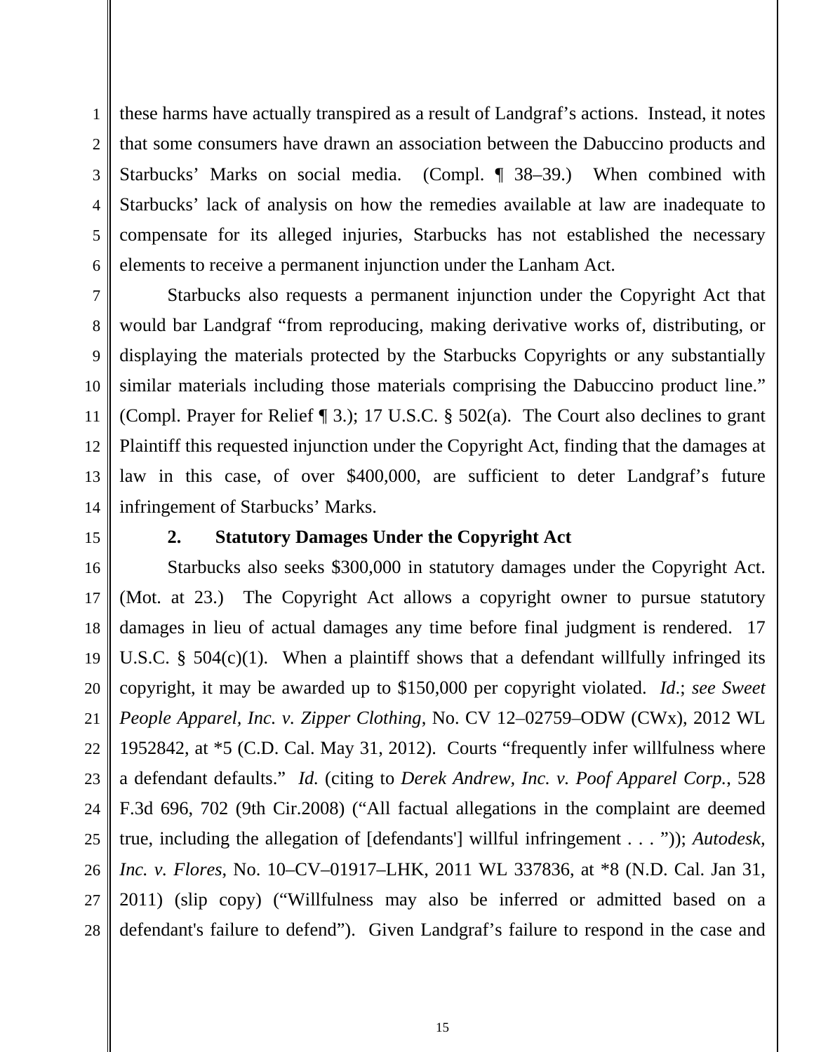these harms have actually transpired as a result of Landgraf's actions. Instead, it notes that some consumers have drawn an association between the Dabuccino products and Starbucks' Marks on social media. (Compl. ¶ 38–39.) When combined with Starbucks' lack of analysis on how the remedies available at law are inadequate to compensate for its alleged injuries, Starbucks has not established the necessary elements to receive a permanent injunction under the Lanham Act.

Starbucks also requests a permanent injunction under the Copyright Act that would bar Landgraf "from reproducing, making derivative works of, distributing, or displaying the materials protected by the Starbucks Copyrights or any substantially similar materials including those materials comprising the Dabuccino product line." (Compl. Prayer for Relief ¶ 3.); 17 U.S.C. § 502(a). The Court also declines to grant Plaintiff this requested injunction under the Copyright Act, finding that the damages at law in this case, of over $400,000, are sufficient to deter Landgraf's future infringement of Starbucks' Marks.

**2. Statutory Damages Under the Copyright Act**

Starbucks also seeks $300,000 in statutory damages under the Copyright Act. (Mot. at 23.) The Copyright Act allows a copyright owner to pursue statutory damages in lieu of actual damages any time before final judgment is rendered. 17 U.S.C. § 504(c)(1). When a plaintiff shows that a defendant willfully infringed its copyright, it may be awarded up to $150,000 per copyright violated. *Id.*; *see Sweet People Apparel, Inc. v. Zipper Clothing*, No. CV 12–02759–ODW (CWx), 2012 WL 1952842, at *5 (C.D. Cal. May 31, 2012). Courts "frequently infer willfulness where a defendant defaults." *Id.* (citing to *Derek Andrew, Inc. v. Poof Apparel Corp.*, 528 F.3d 696, 702 (9th Cir.2008) ("All factual allegations in the complaint are deemed true, including the allegation of [defendants'] willful infringement . . . ")); *Autodesk, Inc. v. Flores*, No. 10–CV–01917–LHK, 2011 WL 337836, at *8 (N.D. Cal. Jan 31, 2011) (slip copy) ("Willfulness may also be inferred or admitted based on a defendant's failure to defend"). Given Landgraf's failure to respond in the case and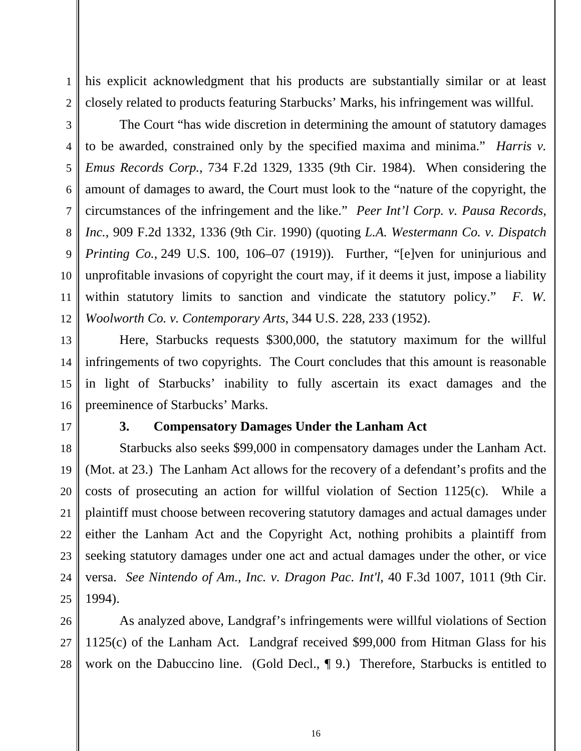his explicit acknowledgment that his products are substantially similar or at least closely related to products featuring Starbucks' Marks, his infringement was willful.

The Court "has wide discretion in determining the amount of statutory damages to be awarded, constrained only by the specified maxima and minima." *Harris v. Emus Records Corp.*, 734 F.2d 1329, 1335 (9th Cir. 1984). When considering the amount of damages to award, the Court must look to the "nature of the copyright, the circumstances of the infringement and the like." *Peer Int'l Corp. v. Pausa Records, Inc.*, 909 F.2d 1332, 1336 (9th Cir. 1990) (quoting *L.A. Westermann Co. v. Dispatch Printing Co.*, 249 U.S. 100, 106–07 (1919)). Further, "[e]ven for uninjurious and unprofitable invasions of copyright the court may, if it deems it just, impose a liability within statutory limits to sanction and vindicate the statutory policy." *F. W. Woolworth Co. v. Contemporary Arts*, 344 U.S. 228, 233 (1952).

Here, Starbucks requests $300,000, the statutory maximum for the willful infringements of two copyrights. The Court concludes that this amount is reasonable in light of Starbucks' inability to fully ascertain its exact damages and the preeminence of Starbucks' Marks.

### 3. Compensatory Damages Under the Lanham Act

Starbucks also seeks $99,000 in compensatory damages under the Lanham Act. (Mot. at 23.) The Lanham Act allows for the recovery of a defendant's profits and the costs of prosecuting an action for willful violation of Section 1125(c). While a plaintiff must choose between recovering statutory damages and actual damages under either the Lanham Act and the Copyright Act, nothing prohibits a plaintiff from seeking statutory damages under one act and actual damages under the other, or vice versa. *See Nintendo of Am., Inc. v. Dragon Pac. Int'l*, 40 F.3d 1007, 1011 (9th Cir. 1994).

As analyzed above, Landgraf's infringements were willful violations of Section 1125(c) of the Lanham Act. Landgraf received $99,000 from Hitman Glass for his work on the Dabuccino line. (Gold Decl., ¶ 9.) Therefore, Starbucks is entitled to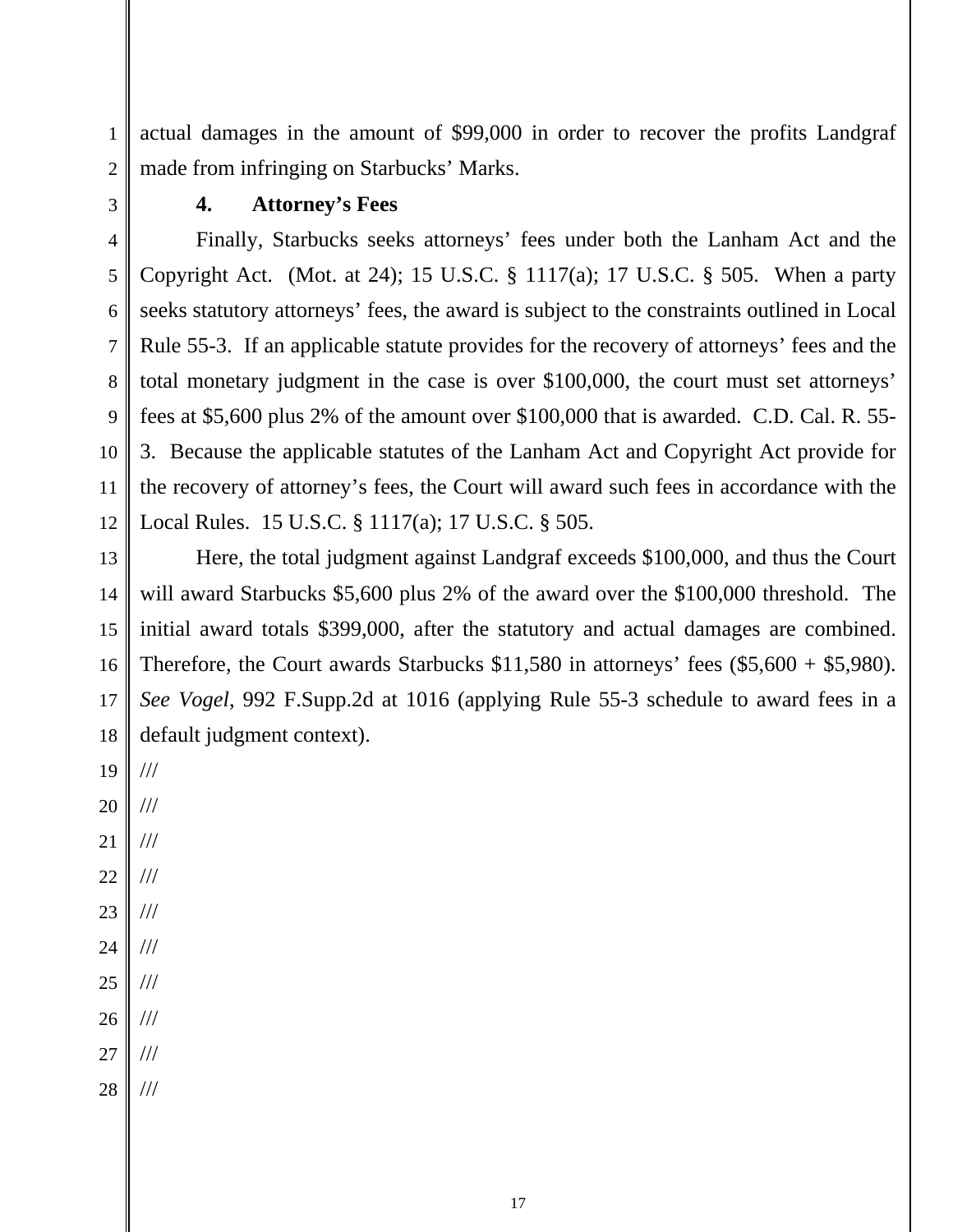actual damages in the amount of $99,000 in order to recover the profits Landgraf made from infringing on Starbucks' Marks.

**4. Attorney's Fees**

Finally, Starbucks seeks attorneys' fees under both the Lanham Act and the Copyright Act. (Mot. at 24); 15 U.S.C. § 1117(a); 17 U.S.C. § 505. When a party seeks statutory attorneys' fees, the award is subject to the constraints outlined in Local Rule 55-3. If an applicable statute provides for the recovery of attorneys' fees and the total monetary judgment in the case is over $100,000, the court must set attorneys' fees at $5,600 plus 2% of the amount over $100,000 that is awarded. C.D. Cal. R. 55-3. Because the applicable statutes of the Lanham Act and Copyright Act provide for the recovery of attorney's fees, the Court will award such fees in accordance with the Local Rules. 15 U.S.C. § 1117(a); 17 U.S.C. § 505.

Here, the total judgment against Landgraf exceeds $100,000, and thus the Court will award Starbucks $5,600 plus 2% of the award over the $100,000 threshold. The initial award totals $399,000, after the statutory and actual damages are combined. Therefore, the Court awards Starbucks $11,580 in attorneys' fees ($5,600 + $5,980). *See Vogel*, 992 F.Supp.2d at 1016 (applying Rule 55-3 schedule to award fees in a default judgment context).

///

///

///

///

///

///

///

///

///

///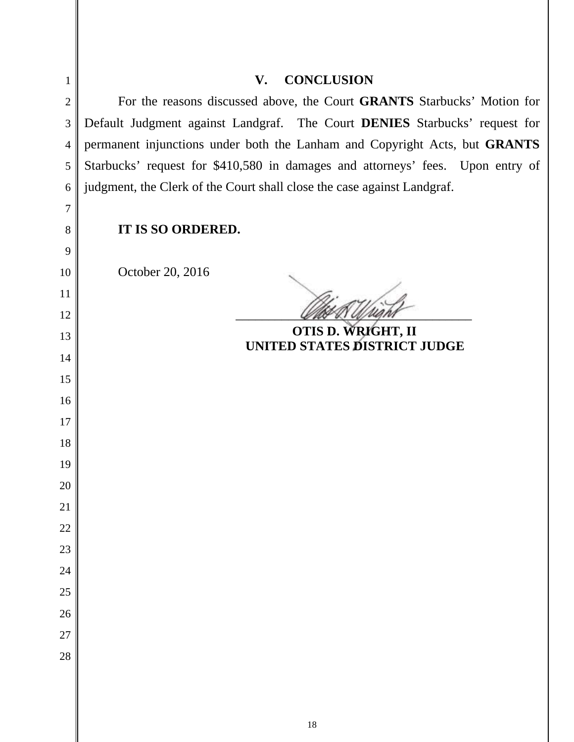## V. CONCLUSION

For the reasons discussed above, the Court **GRANTS** Starbucks' Motion for Default Judgment against Landgraf. The Court **DENIES** Starbucks' request for permanent injunctions under both the Lanham and Copyright Acts, but **GRANTS** Starbucks' request for $410,580 in damages and attorneys' fees. Upon entry of judgment, the Clerk of the Court shall close the case against Landgraf.

**IT IS SO ORDERED.**

October 20, 2016

____________________________________

**OTIS D. WRIGHT, II**
**UNITED STATES DISTRICT JUDGE**